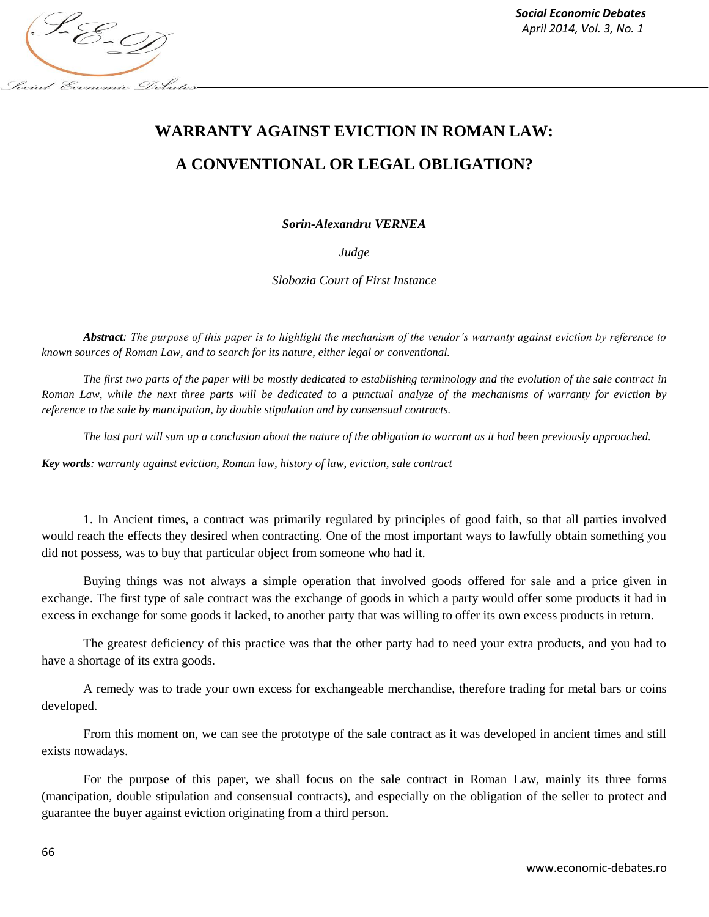# WARRANTY AGAINST EVICTION IN ROMAN LAW: A CONVENTIONAL OR LEGAL OBLIGATION?

***Sorin-Alexandru VERNEA***

*Judge*

*Slobozia Court of First Instance*

***Abstract****: The purpose of this paper is to highlight the mechanism of the vendor's warranty against eviction by reference to known sources of Roman Law, and to search for its nature, either legal or conventional.*

*The first two parts of the paper will be mostly dedicated to establishing terminology and the evolution of the sale contract in Roman Law, while the next three parts will be dedicated to a punctual analyze of the mechanisms of warranty for eviction by reference to the sale by mancipation, by double stipulation and by consensual contracts.*

*The last part will sum up a conclusion about the nature of the obligation to warrant as it had been previously approached.*

***Key words****: warranty against eviction, Roman law, history of law, eviction, sale contract*

1. In Ancient times, a contract was primarily regulated by principles of good faith, so that all parties involved would reach the effects they desired when contracting. One of the most important ways to lawfully obtain something you did not possess, was to buy that particular object from someone who had it.

Buying things was not always a simple operation that involved goods offered for sale and a price given in exchange. The first type of sale contract was the exchange of goods in which a party would offer some products it had in excess in exchange for some goods it lacked, to another party that was willing to offer its own excess products in return.

The greatest deficiency of this practice was that the other party had to need your extra products, and you had to have a shortage of its extra goods.

A remedy was to trade your own excess for exchangeable merchandise, therefore trading for metal bars or coins developed.

From this moment on, we can see the prototype of the sale contract as it was developed in ancient times and still exists nowadays.

For the purpose of this paper, we shall focus on the sale contract in Roman Law, mainly its three forms (mancipation, double stipulation and consensual contracts), and especially on the obligation of the seller to protect and guarantee the buyer against eviction originating from a third person.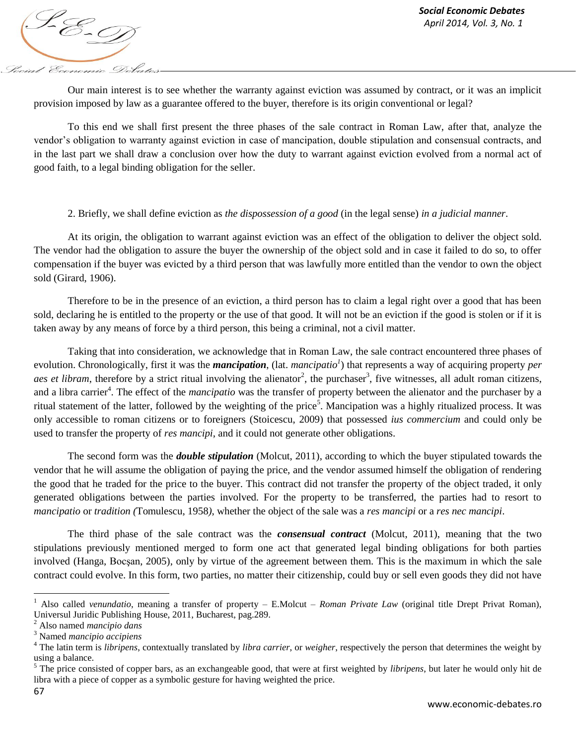Our main interest is to see whether the warranty against eviction was assumed by contract, or it was an implicit provision imposed by law as a guarantee offered to the buyer, therefore is its origin conventional or legal?

To this end we shall first present the three phases of the sale contract in Roman Law, after that, analyze the vendor's obligation to warranty against eviction in case of mancipation, double stipulation and consensual contracts, and in the last part we shall draw a conclusion over how the duty to warrant against eviction evolved from a normal act of good faith, to a legal binding obligation for the seller.

2. Briefly, we shall define eviction as *the dispossession of a good* (in the legal sense) *in a judicial manner*.

At its origin, the obligation to warrant against eviction was an effect of the obligation to deliver the object sold. The vendor had the obligation to assure the buyer the ownership of the object sold and in case it failed to do so, to offer compensation if the buyer was evicted by a third person that was lawfully more entitled than the vendor to own the object sold (Girard, 1906).

Therefore to be in the presence of an eviction, a third person has to claim a legal right over a good that has been sold, declaring he is entitled to the property or the use of that good. It will not be an eviction if the good is stolen or if it is taken away by any means of force by a third person, this being a criminal, not a civil matter.

Taking that into consideration, we acknowledge that in Roman Law, the sale contract encountered three phases of evolution. Chronologically, first it was the ***mancipation***, (lat. *mancipatio*[1]) that represents a way of acquiring property *per aes et libram*, therefore by a strict ritual involving the alienator[2], the purchaser[3], five witnesses, all adult roman citizens, and a libra carrier[4]. The effect of the *mancipatio* was the transfer of property between the alienator and the purchaser by a ritual statement of the latter, followed by the weighting of the price[5]. Mancipation was a highly ritualized process. It was only accessible to roman citizens or to foreigners (Stoicescu, 2009) that possessed *ius commercium* and could only be used to transfer the property of *res mancipi*, and it could not generate other obligations.

The second form was the ***double stipulation*** (Molcut, 2011), according to which the buyer stipulated towards the vendor that he will assume the obligation of paying the price, and the vendor assumed himself the obligation of rendering the good that he traded for the price to the buyer. This contract did not transfer the property of the object traded, it only generated obligations between the parties involved. For the property to be transferred, the parties had to resort to *mancipatio* or *tradition (*Tomulescu, 1958*)*, whether the object of the sale was a *res mancipi* or a *res nec mancipi*.

The third phase of the sale contract was the ***consensual contract*** (Molcut, 2011), meaning that the two stipulations previously mentioned merged to form one act that generated legal binding obligations for both parties involved (Hanga, Bocşan, 2005), only by virtue of the agreement between them. This is the maximum in which the sale contract could evolve. In this form, two parties, no matter their citizenship, could buy or sell even goods they did not have

---

[1] Also called *venundatio*, meaning a transfer of property – E.Molcut – *Roman Private Law* (original title Drept Privat Roman), Universul Juridic Publishing House, 2011, Bucharest, pag.289.

[2] Also named *mancipio dans*

[3] Named *mancipio accipiens*

[4] The latin term is *libripens*, contextually translated by *libra carrier*, or *weigher*, respectively the person that determines the weight by using a balance.

[5] The price consisted of copper bars, as an exchangeable good, that were at first weighted by *libripens*, but later he would only hit de libra with a piece of copper as a symbolic gesture for having weighted the price.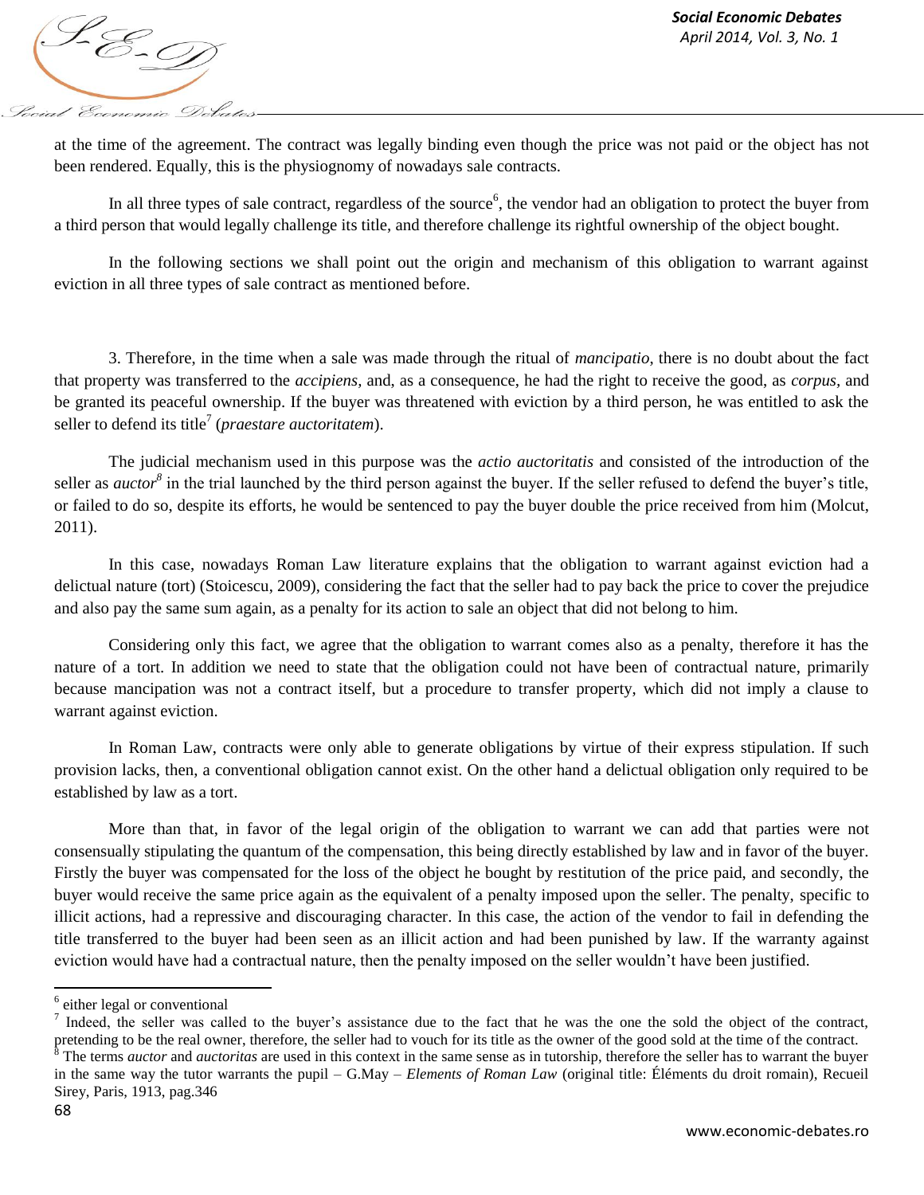at the time of the agreement. The contract was legally binding even though the price was not paid or the object has not been rendered. Equally, this is the physiognomy of nowadays sale contracts.

In all three types of sale contract, regardless of the source[6], the vendor had an obligation to protect the buyer from a third person that would legally challenge its title, and therefore challenge its rightful ownership of the object bought.

In the following sections we shall point out the origin and mechanism of this obligation to warrant against eviction in all three types of sale contract as mentioned before.

3. Therefore, in the time when a sale was made through the ritual of *mancipatio,* there is no doubt about the fact that property was transferred to the *accipiens,* and, as a consequence, he had the right to receive the good, as *corpus,* and be granted its peaceful ownership. If the buyer was threatened with eviction by a third person, he was entitled to ask the seller to defend its title[7] (*praestare auctoritatem*).

The judicial mechanism used in this purpose was the *actio auctoritatis* and consisted of the introduction of the seller as *auctor*[8] in the trial launched by the third person against the buyer. If the seller refused to defend the buyer's title, or failed to do so, despite its efforts, he would be sentenced to pay the buyer double the price received from him (Molcut, 2011).

In this case, nowadays Roman Law literature explains that the obligation to warrant against eviction had a delictual nature (tort) (Stoicescu, 2009), considering the fact that the seller had to pay back the price to cover the prejudice and also pay the same sum again, as a penalty for its action to sale an object that did not belong to him.

Considering only this fact, we agree that the obligation to warrant comes also as a penalty, therefore it has the nature of a tort. In addition we need to state that the obligation could not have been of contractual nature, primarily because mancipation was not a contract itself, but a procedure to transfer property, which did not imply a clause to warrant against eviction.

In Roman Law, contracts were only able to generate obligations by virtue of their express stipulation. If such provision lacks, then, a conventional obligation cannot exist. On the other hand a delictual obligation only required to be established by law as a tort.

More than that, in favor of the legal origin of the obligation to warrant we can add that parties were not consensually stipulating the quantum of the compensation, this being directly established by law and in favor of the buyer. Firstly the buyer was compensated for the loss of the object he bought by restitution of the price paid, and secondly, the buyer would receive the same price again as the equivalent of a penalty imposed upon the seller. The penalty, specific to illicit actions, had a repressive and discouraging character. In this case, the action of the vendor to fail in defending the title transferred to the buyer had been seen as an illicit action and had been punished by law. If the warranty against eviction would have had a contractual nature, then the penalty imposed on the seller wouldn't have been justified.

---

[6] either legal or conventional

[7] Indeed, the seller was called to the buyer's assistance due to the fact that he was the one the sold the object of the contract, pretending to be the real owner, therefore, the seller had to vouch for its title as the owner of the good sold at the time of the contract.

[8] The terms *auctor* and *auctoritas* are used in this context in the same sense as in tutorship, therefore the seller has to warrant the buyer in the same way the tutor warrants the pupil – G.May – *Elements of Roman Law* (original title: Éléments du droit romain), Recueil Sirey, Paris, 1913, pag.346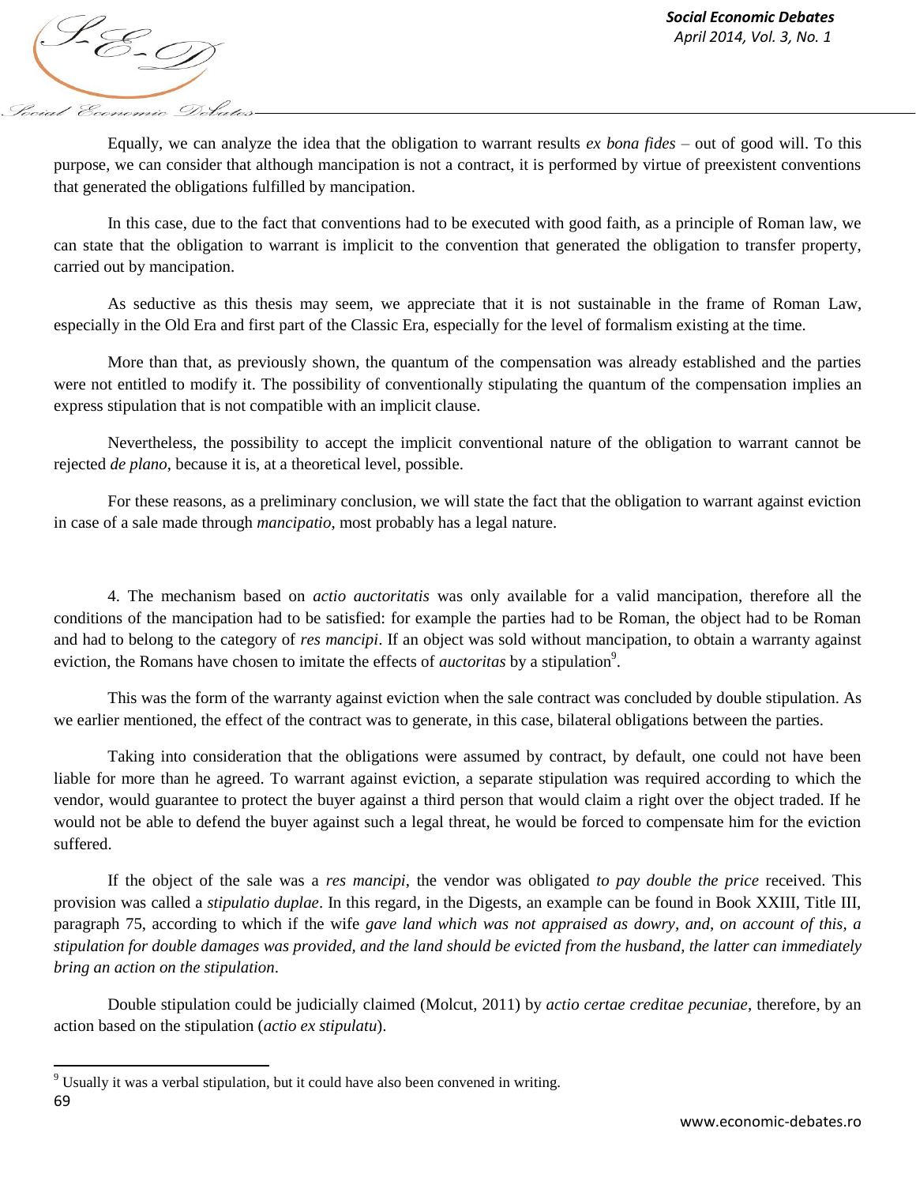Equally, we can analyze the idea that the obligation to warrant results *ex bona fides* – out of good will. To this purpose, we can consider that although mancipation is not a contract, it is performed by virtue of preexistent conventions that generated the obligations fulfilled by mancipation.

In this case, due to the fact that conventions had to be executed with good faith, as a principle of Roman law, we can state that the obligation to warrant is implicit to the convention that generated the obligation to transfer property, carried out by mancipation.

As seductive as this thesis may seem, we appreciate that it is not sustainable in the frame of Roman Law, especially in the Old Era and first part of the Classic Era, especially for the level of formalism existing at the time.

More than that, as previously shown, the quantum of the compensation was already established and the parties were not entitled to modify it. The possibility of conventionally stipulating the quantum of the compensation implies an express stipulation that is not compatible with an implicit clause.

Nevertheless, the possibility to accept the implicit conventional nature of the obligation to warrant cannot be rejected *de plano*, because it is, at a theoretical level, possible.

For these reasons, as a preliminary conclusion, we will state the fact that the obligation to warrant against eviction in case of a sale made through *mancipatio*, most probably has a legal nature.

4. The mechanism based on *actio auctoritatis* was only available for a valid mancipation, therefore all the conditions of the mancipation had to be satisfied: for example the parties had to be Roman, the object had to be Roman and had to belong to the category of *res mancipi*. If an object was sold without mancipation, to obtain a warranty against eviction, the Romans have chosen to imitate the effects of *auctoritas* by a stipulation[9].

This was the form of the warranty against eviction when the sale contract was concluded by double stipulation. As we earlier mentioned, the effect of the contract was to generate, in this case, bilateral obligations between the parties.

Taking into consideration that the obligations were assumed by contract, by default, one could not have been liable for more than he agreed. To warrant against eviction, a separate stipulation was required according to which the vendor, would guarantee to protect the buyer against a third person that would claim a right over the object traded. If he would not be able to defend the buyer against such a legal threat, he would be forced to compensate him for the eviction suffered.

If the object of the sale was a *res mancipi*, the vendor was obligated *to pay double the price* received. This provision was called a *stipulatio duplae*. In this regard, in the Digests, an example can be found in Book XXIII, Title III, paragraph 75, according to which if the wife *gave land which was not appraised as dowry, and, on account of this, a stipulation for double damages was provided, and the land should be evicted from the husband, the latter can immediately bring an action on the stipulation*.

Double stipulation could be judicially claimed (Molcut, 2011) by *actio certae creditae pecuniae*, therefore, by an action based on the stipulation (*actio ex stipulatu*).

[9] Usually it was a verbal stipulation, but it could have also been convened in writing.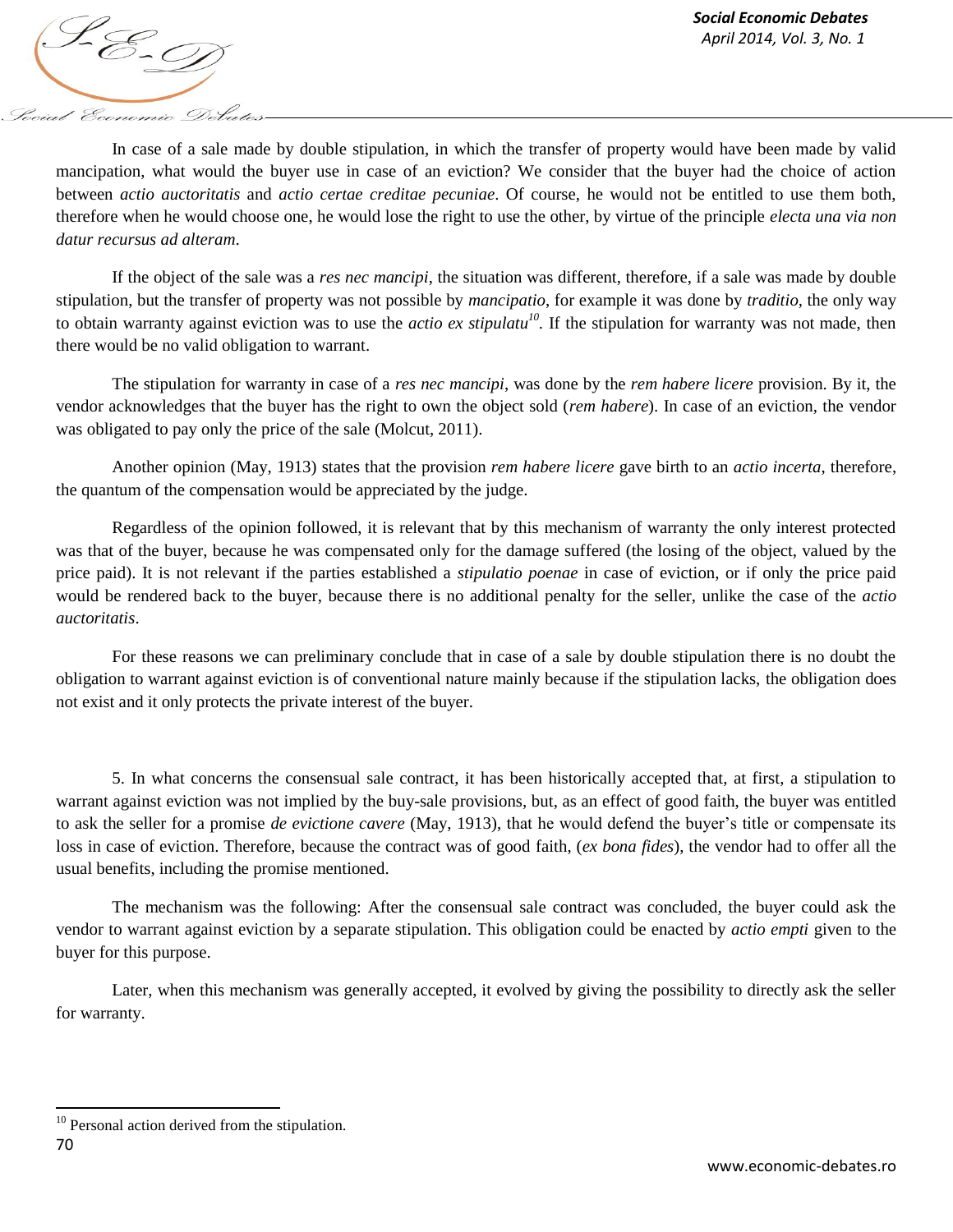In case of a sale made by double stipulation, in which the transfer of property would have been made by valid mancipation, what would the buyer use in case of an eviction? We consider that the buyer had the choice of action between *actio auctoritatis* and *actio certae creditae pecuniae*. Of course, he would not be entitled to use them both, therefore when he would choose one, he would lose the right to use the other, by virtue of the principle *electa una via non datur recursus ad alteram*.

If the object of the sale was a *res nec mancipi*, the situation was different, therefore, if a sale was made by double stipulation, but the transfer of property was not possible by *mancipatio*, for example it was done by *traditio*, the only way to obtain warranty against eviction was to use the *actio ex stipulatu*[10]. If the stipulation for warranty was not made, then there would be no valid obligation to warrant.

The stipulation for warranty in case of a *res nec mancipi*, was done by the *rem habere licere* provision. By it, the vendor acknowledges that the buyer has the right to own the object sold (*rem habere*). In case of an eviction, the vendor was obligated to pay only the price of the sale (Molcut, 2011).

Another opinion (May, 1913) states that the provision *rem habere licere* gave birth to an *actio incerta*, therefore, the quantum of the compensation would be appreciated by the judge.

Regardless of the opinion followed, it is relevant that by this mechanism of warranty the only interest protected was that of the buyer, because he was compensated only for the damage suffered (the losing of the object, valued by the price paid). It is not relevant if the parties established a *stipulatio poenae* in case of eviction, or if only the price paid would be rendered back to the buyer, because there is no additional penalty for the seller, unlike the case of the *actio auctoritatis*.

For these reasons we can preliminary conclude that in case of a sale by double stipulation there is no doubt the obligation to warrant against eviction is of conventional nature mainly because if the stipulation lacks, the obligation does not exist and it only protects the private interest of the buyer.

5. In what concerns the consensual sale contract, it has been historically accepted that, at first, a stipulation to warrant against eviction was not implied by the buy-sale provisions, but, as an effect of good faith, the buyer was entitled to ask the seller for a promise *de evictione cavere* (May, 1913), that he would defend the buyer's title or compensate its loss in case of eviction. Therefore, because the contract was of good faith, (*ex bona fides*), the vendor had to offer all the usual benefits, including the promise mentioned.

The mechanism was the following: After the consensual sale contract was concluded, the buyer could ask the vendor to warrant against eviction by a separate stipulation. This obligation could be enacted by *actio empti* given to the buyer for this purpose.

Later, when this mechanism was generally accepted, it evolved by giving the possibility to directly ask the seller for warranty.

[10] Personal action derived from the stipulation.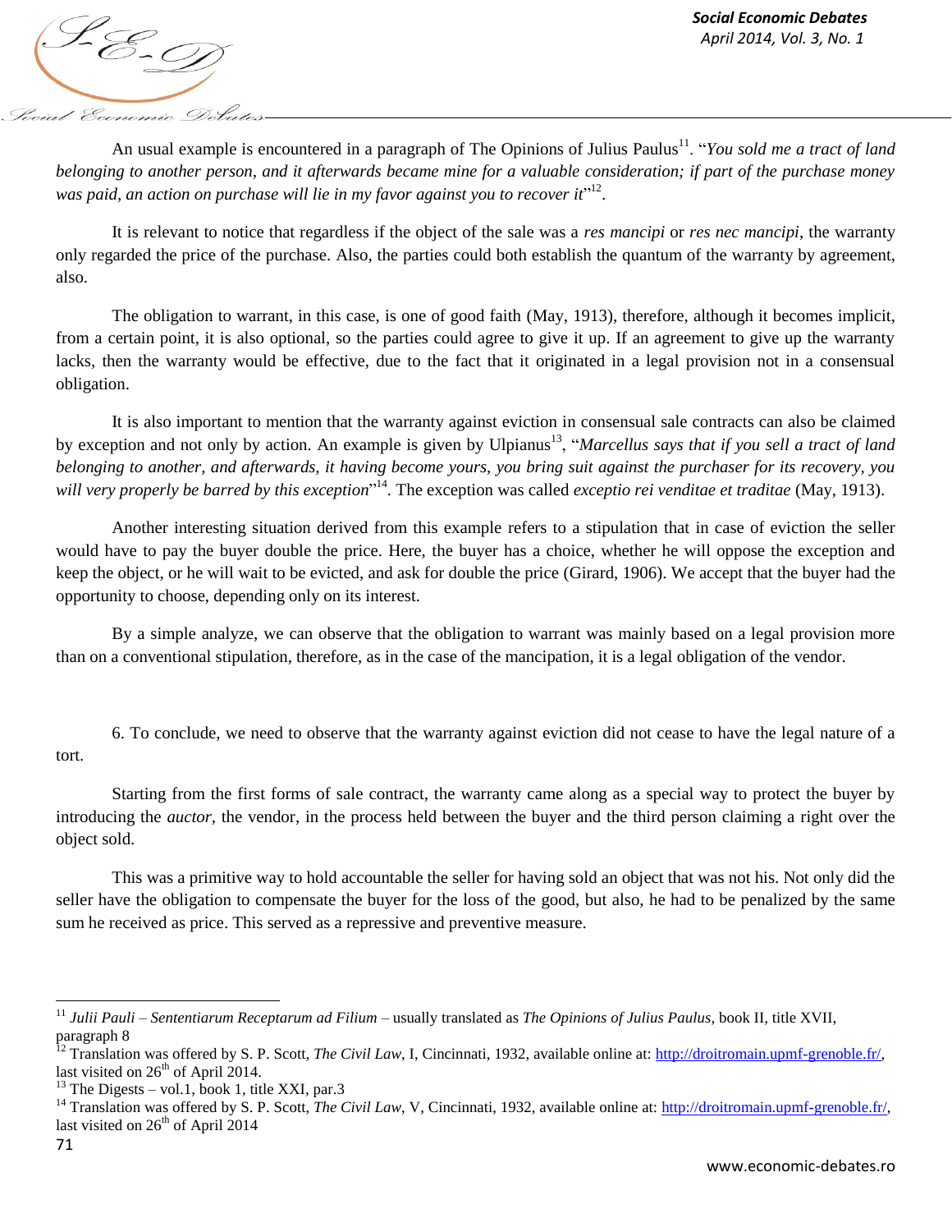An usual example is encountered in a paragraph of The Opinions of Julius Paulus[11]. "*You sold me a tract of land belonging to another person, and it afterwards became mine for a valuable consideration; if part of the purchase money was paid, an action on purchase will lie in my favor against you to recover it*"[12].

It is relevant to notice that regardless if the object of the sale was a *res mancipi* or *res nec mancipi*, the warranty only regarded the price of the purchase. Also, the parties could both establish the quantum of the warranty by agreement, also.

The obligation to warrant, in this case, is one of good faith (May, 1913), therefore, although it becomes implicit, from a certain point, it is also optional, so the parties could agree to give it up. If an agreement to give up the warranty lacks, then the warranty would be effective, due to the fact that it originated in a legal provision not in a consensual obligation.

It is also important to mention that the warranty against eviction in consensual sale contracts can also be claimed by exception and not only by action. An example is given by Ulpianus[13], "*Marcellus says that if you sell a tract of land belonging to another, and afterwards, it having become yours, you bring suit against the purchaser for its recovery, you will very properly be barred by this exception*"[14]. The exception was called *exceptio rei venditae et traditae* (May, 1913).

Another interesting situation derived from this example refers to a stipulation that in case of eviction the seller would have to pay the buyer double the price. Here, the buyer has a choice, whether he will oppose the exception and keep the object, or he will wait to be evicted, and ask for double the price (Girard, 1906). We accept that the buyer had the opportunity to choose, depending only on its interest.

By a simple analyze, we can observe that the obligation to warrant was mainly based on a legal provision more than on a conventional stipulation, therefore, as in the case of the mancipation, it is a legal obligation of the vendor.

6. To conclude, we need to observe that the warranty against eviction did not cease to have the legal nature of a tort.

Starting from the first forms of sale contract, the warranty came along as a special way to protect the buyer by introducing the *auctor*, the vendor, in the process held between the buyer and the third person claiming a right over the object sold.

This was a primitive way to hold accountable the seller for having sold an object that was not his. Not only did the seller have the obligation to compensate the buyer for the loss of the good, but also, he had to be penalized by the same sum he received as price. This served as a repressive and preventive measure.

---

[11] *Julii Pauli – Sententiarum Receptarum ad Filium* – usually translated as *The Opinions of Julius Paulus*, book II, title XVII, paragraph 8

[12] Translation was offered by S. P. Scott, *The Civil Law*, I, Cincinnati, 1932, available online at: http://droitromain.upmf-grenoble.fr/, last visited on 26th of April 2014.

[13] The Digests – vol.1, book 1, title XXI, par.3

[14] Translation was offered by S. P. Scott, *The Civil Law*, V, Cincinnati, 1932, available online at: http://droitromain.upmf-grenoble.fr/, last visited on 26th of April 2014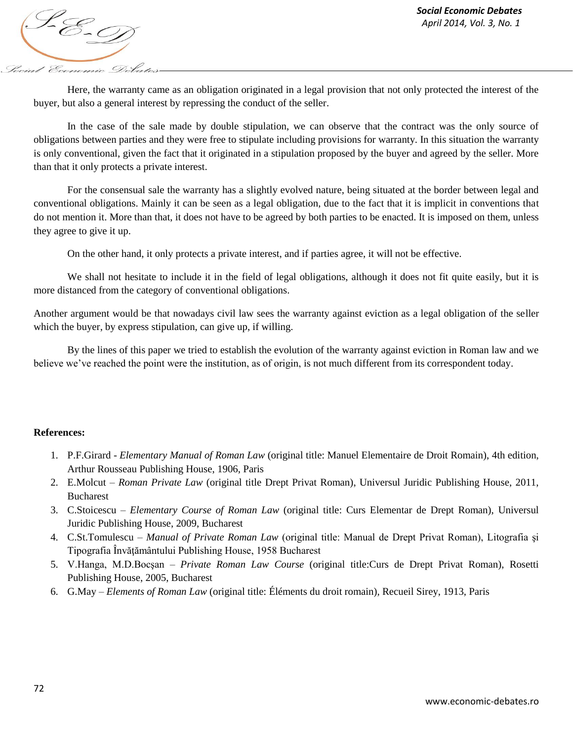Here, the warranty came as an obligation originated in a legal provision that not only protected the interest of the buyer, but also a general interest by repressing the conduct of the seller.

In the case of the sale made by double stipulation, we can observe that the contract was the only source of obligations between parties and they were free to stipulate including provisions for warranty. In this situation the warranty is only conventional, given the fact that it originated in a stipulation proposed by the buyer and agreed by the seller. More than that it only protects a private interest.

For the consensual sale the warranty has a slightly evolved nature, being situated at the border between legal and conventional obligations. Mainly it can be seen as a legal obligation, due to the fact that it is implicit in conventions that do not mention it. More than that, it does not have to be agreed by both parties to be enacted. It is imposed on them, unless they agree to give it up.

On the other hand, it only protects a private interest, and if parties agree, it will not be effective.

We shall not hesitate to include it in the field of legal obligations, although it does not fit quite easily, but it is more distanced from the category of conventional obligations.

Another argument would be that nowadays civil law sees the warranty against eviction as a legal obligation of the seller which the buyer, by express stipulation, can give up, if willing.

By the lines of this paper we tried to establish the evolution of the warranty against eviction in Roman law and we believe we've reached the point were the institution, as of origin, is not much different from its correspondent today.

**References:**

1. P.F.Girard - *Elementary Manual of Roman Law* (original title: Manuel Elementaire de Droit Romain), 4th edition, Arthur Rousseau Publishing House, 1906, Paris
2. E.Molcut – *Roman Private Law* (original title Drept Privat Roman), Universul Juridic Publishing House, 2011, Bucharest
3. C.Stoicescu – *Elementary Course of Roman Law* (original title: Curs Elementar de Drept Roman), Universul Juridic Publishing House, 2009, Bucharest
4. C.St.Tomulescu – *Manual of Private Roman Law* (original title: Manual de Drept Privat Roman), Litografia şi Tipografia Învăţământului Publishing House, 1958 Bucharest
5. V.Hanga, M.D.Bocşan – *Private Roman Law Course* (original title:Curs de Drept Privat Roman), Rosetti Publishing House, 2005, Bucharest
6. G.May – *Elements of Roman Law* (original title: Éléments du droit romain), Recueil Sirey, 1913, Paris